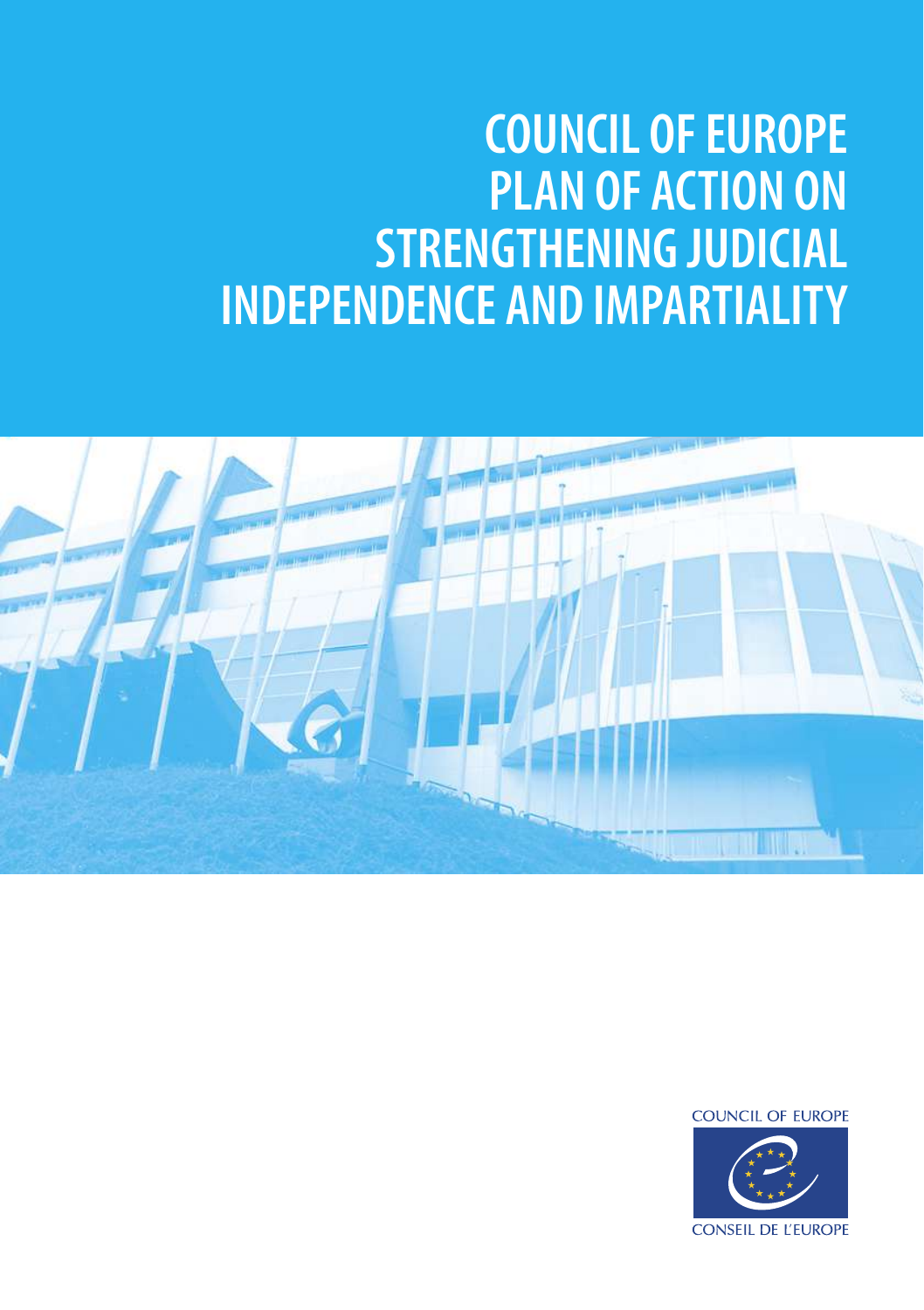# COUNCIL OF EUROPE PLAN OF ACTION ON STRENGTHENING JUDICIAL INDEPENDENCE AND IMPARTIALITY

COUNCIL OF EUROPE

CONSEIL DE L'EUROPE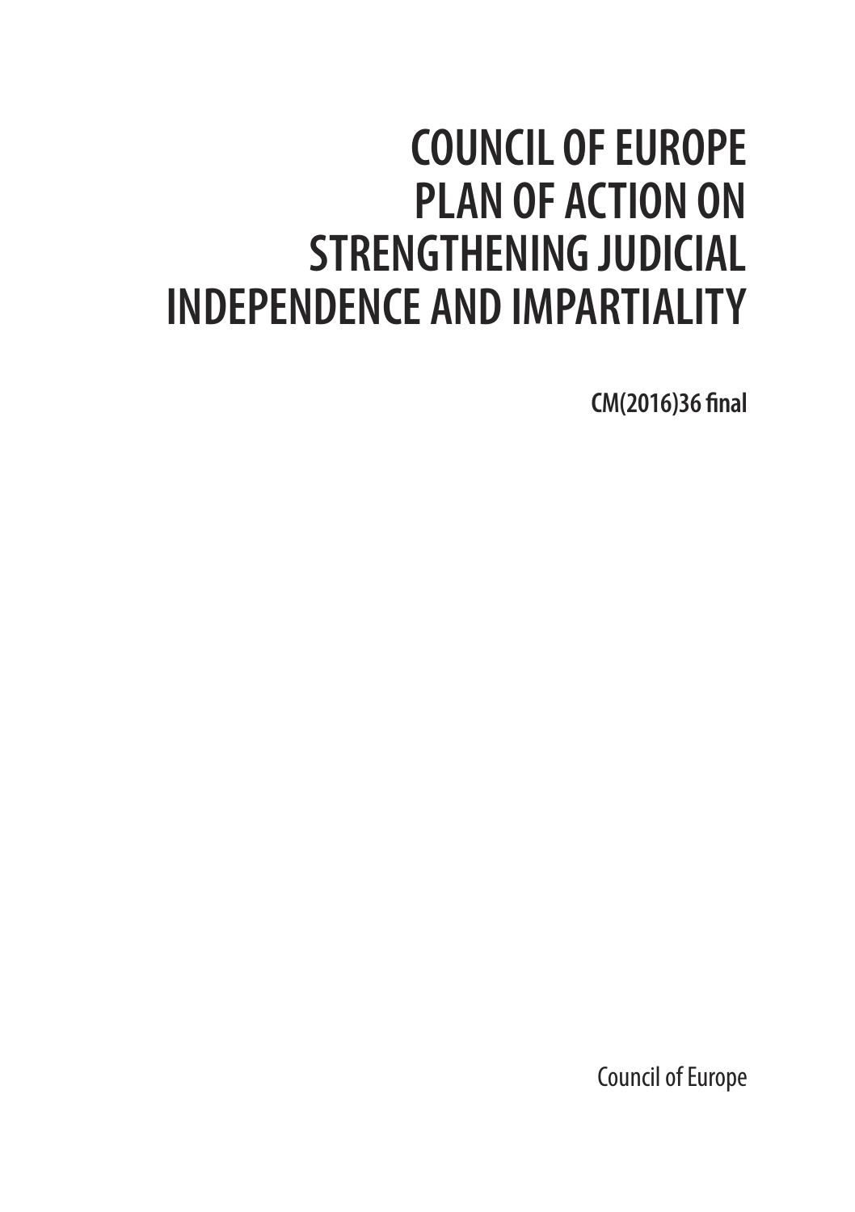# COUNCIL OF EUROPE PLAN OF ACTION ON STRENGTHENING JUDICIAL INDEPENDENCE AND IMPARTIALITY

**CM(2016)36 final**

Council of Europe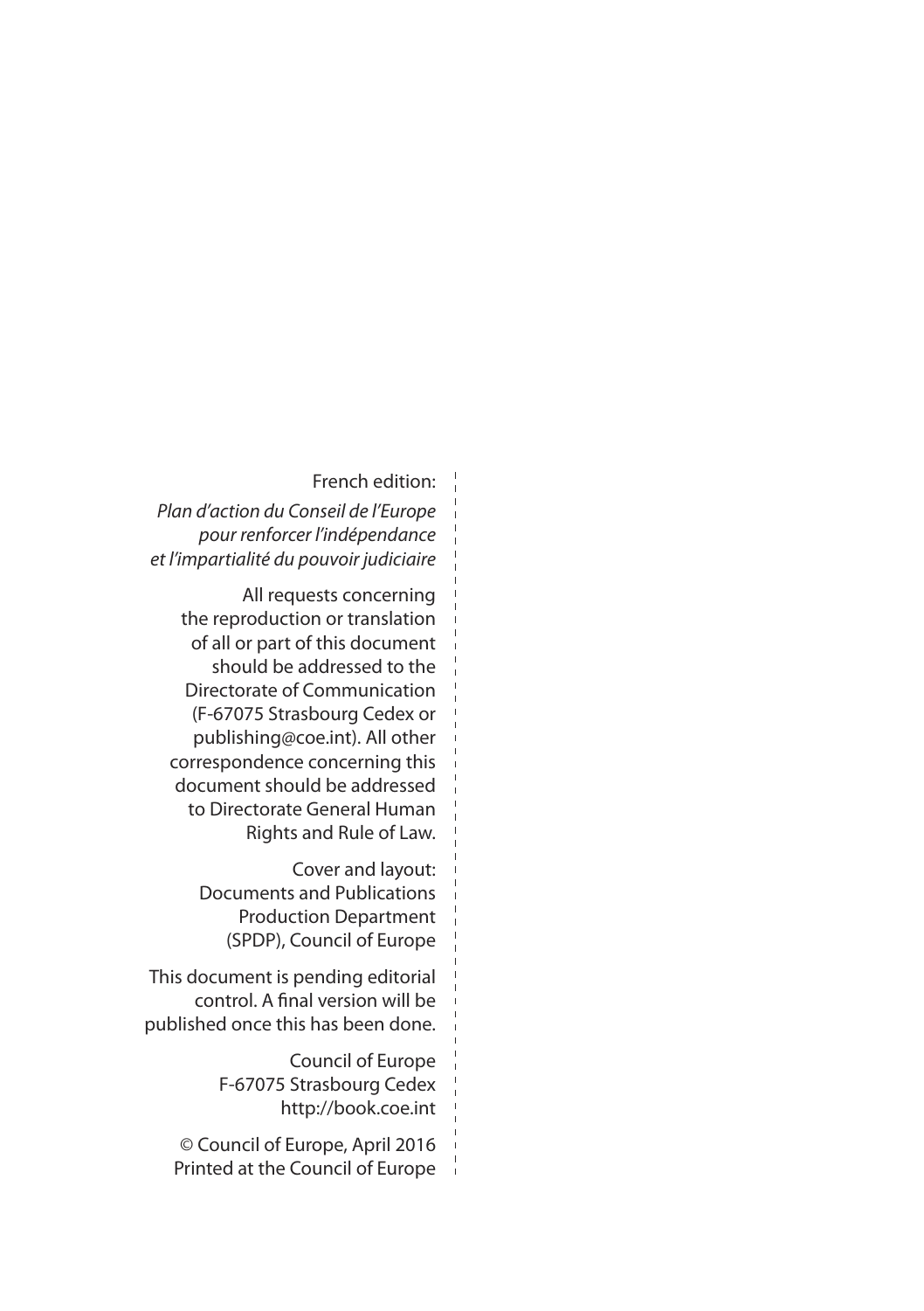French edition:

*Plan d'action du Conseil de l'Europe pour renforcer l'indépendance et l'impartialité du pouvoir judiciaire*

All requests concerning the reproduction or translation of all or part of this document should be addressed to the Directorate of Communication (F-67075 Strasbourg Cedex or publishing@coe.int). All other correspondence concerning this document should be addressed to Directorate General Human Rights and Rule of Law.

Cover and layout: Documents and Publications Production Department (SPDP), Council of Europe

This document is pending editorial control. A final version will be published once this has been done.

Council of Europe
F-67075 Strasbourg Cedex
http://book.coe.int

© Council of Europe, April 2016
Printed at the Council of Europe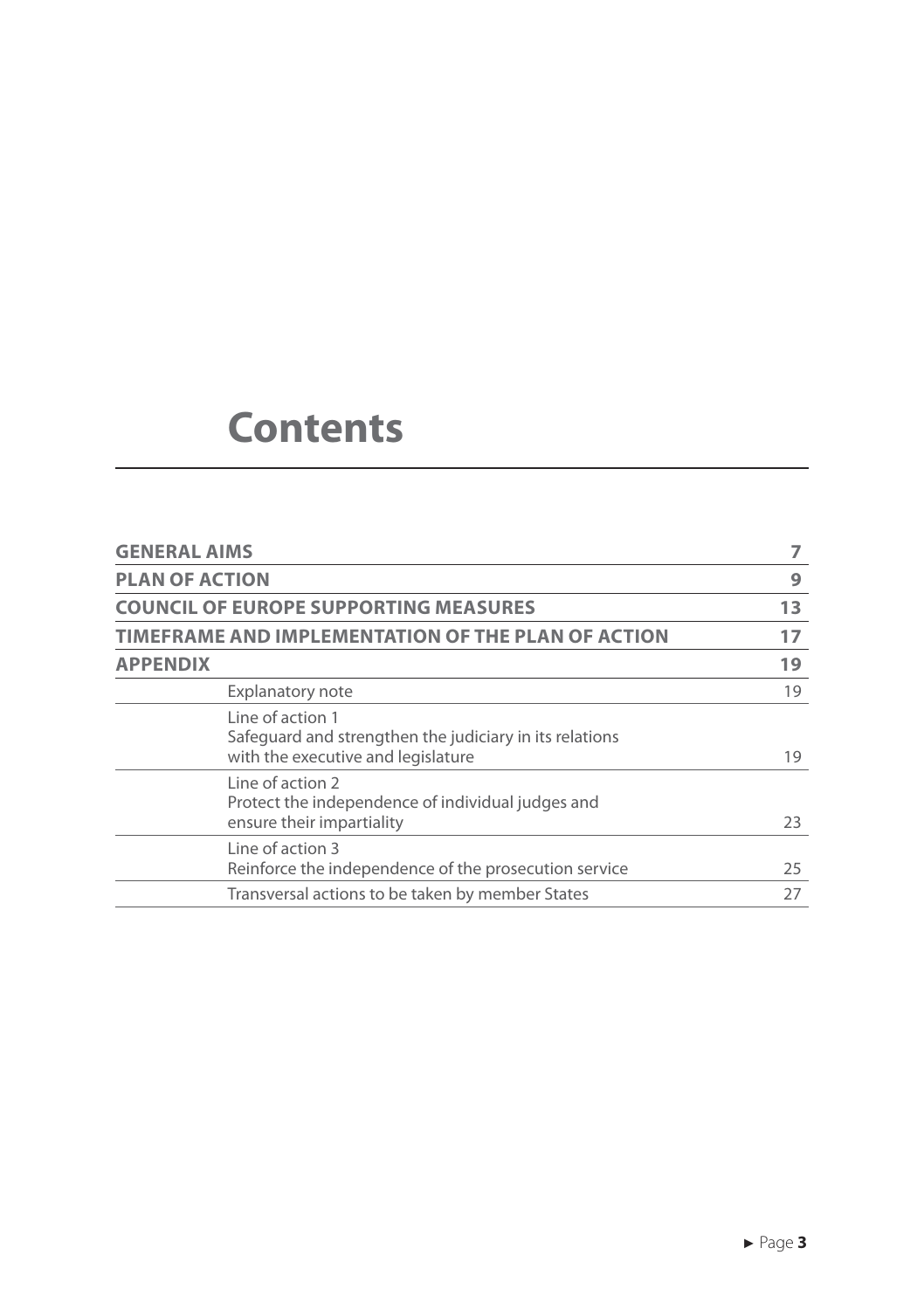# Contents

| | |
|---|---|
| **GENERAL AIMS** | **7** |
| **PLAN OF ACTION** | **9** |
| **COUNCIL OF EUROPE SUPPORTING MEASURES** | **13** |
| **TIMEFRAME AND IMPLEMENTATION OF THE PLAN OF ACTION** | **17** |
| **APPENDIX** | **19** |
| Explanatory note | 19 |
| Line of action 1<br>Safeguard and strengthen the judiciary in its relations with the executive and legislature | 19 |
| Line of action 2<br>Protect the independence of individual judges and ensure their impartiality | 23 |
| Line of action 3<br>Reinforce the independence of the prosecution service | 25 |
| Transversal actions to be taken by member States | 27 |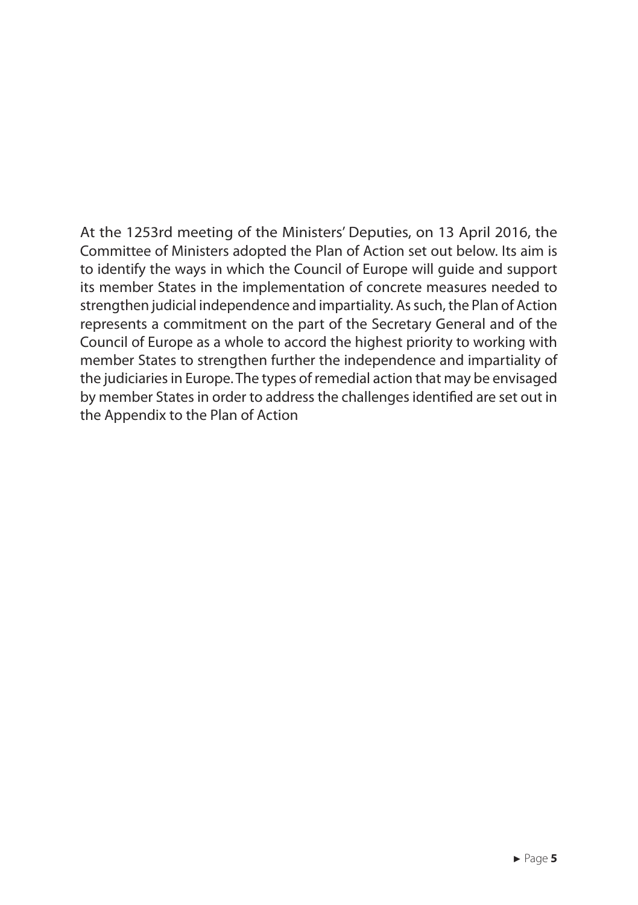At the 1253rd meeting of the Ministers' Deputies, on 13 April 2016, the Committee of Ministers adopted the Plan of Action set out below. Its aim is to identify the ways in which the Council of Europe will guide and support its member States in the implementation of concrete measures needed to strengthen judicial independence and impartiality. As such, the Plan of Action represents a commitment on the part of the Secretary General and of the Council of Europe as a whole to accord the highest priority to working with member States to strengthen further the independence and impartiality of the judiciaries in Europe. The types of remedial action that may be envisaged by member States in order to address the challenges identified are set out in the Appendix to the Plan of Action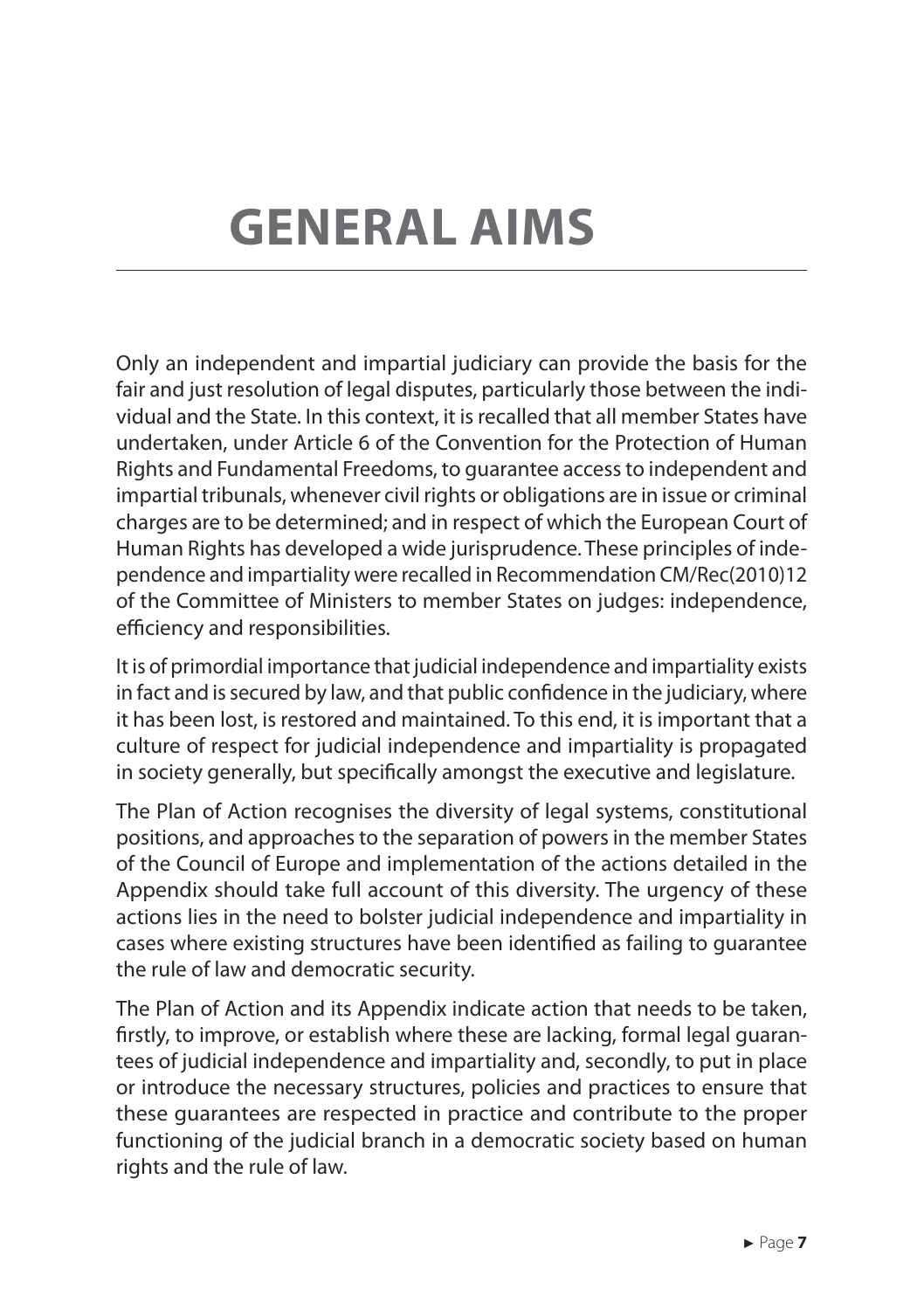# GENERAL AIMS

Only an independent and impartial judiciary can provide the basis for the fair and just resolution of legal disputes, particularly those between the individual and the State. In this context, it is recalled that all member States have undertaken, under Article 6 of the Convention for the Protection of Human Rights and Fundamental Freedoms, to guarantee access to independent and impartial tribunals, whenever civil rights or obligations are in issue or criminal charges are to be determined; and in respect of which the European Court of Human Rights has developed a wide jurisprudence. These principles of independence and impartiality were recalled in Recommendation CM/Rec(2010)12 of the Committee of Ministers to member States on judges: independence, efficiency and responsibilities.

It is of primordial importance that judicial independence and impartiality exists in fact and is secured by law, and that public confidence in the judiciary, where it has been lost, is restored and maintained. To this end, it is important that a culture of respect for judicial independence and impartiality is propagated in society generally, but specifically amongst the executive and legislature.

The Plan of Action recognises the diversity of legal systems, constitutional positions, and approaches to the separation of powers in the member States of the Council of Europe and implementation of the actions detailed in the Appendix should take full account of this diversity. The urgency of these actions lies in the need to bolster judicial independence and impartiality in cases where existing structures have been identified as failing to guarantee the rule of law and democratic security.

The Plan of Action and its Appendix indicate action that needs to be taken, firstly, to improve, or establish where these are lacking, formal legal guarantees of judicial independence and impartiality and, secondly, to put in place or introduce the necessary structures, policies and practices to ensure that these guarantees are respected in practice and contribute to the proper functioning of the judicial branch in a democratic society based on human rights and the rule of law.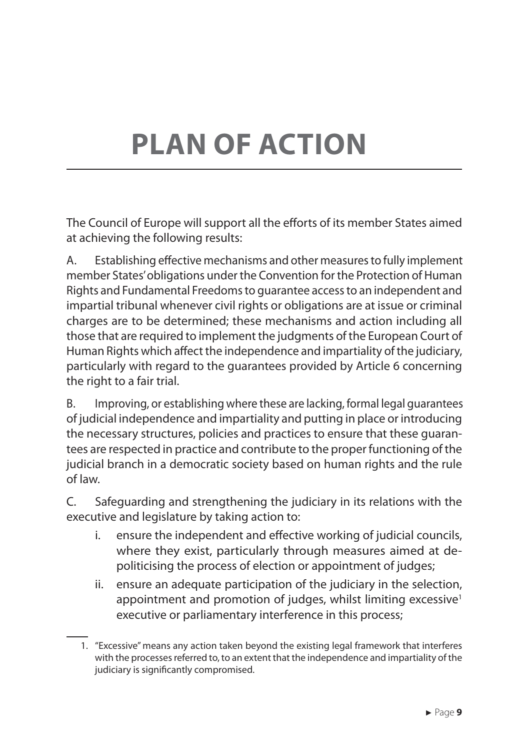# PLAN OF ACTION

The Council of Europe will support all the efforts of its member States aimed at achieving the following results:

A. Establishing effective mechanisms and other measures to fully implement member States' obligations under the Convention for the Protection of Human Rights and Fundamental Freedoms to guarantee access to an independent and impartial tribunal whenever civil rights or obligations are at issue or criminal charges are to be determined; these mechanisms and action including all those that are required to implement the judgments of the European Court of Human Rights which affect the independence and impartiality of the judiciary, particularly with regard to the guarantees provided by Article 6 concerning the right to a fair trial.

B. Improving, or establishing where these are lacking, formal legal guarantees of judicial independence and impartiality and putting in place or introducing the necessary structures, policies and practices to ensure that these guarantees are respected in practice and contribute to the proper functioning of the judicial branch in a democratic society based on human rights and the rule of law.

C. Safeguarding and strengthening the judiciary in its relations with the executive and legislature by taking action to:

i. ensure the independent and effective working of judicial councils, where they exist, particularly through measures aimed at de-politicising the process of election or appointment of judges;

ii. ensure an adequate participation of the judiciary in the selection, appointment and promotion of judges, whilst limiting excessive[1] executive or parliamentary interference in this process;

1. "Excessive" means any action taken beyond the existing legal framework that interferes with the processes referred to, to an extent that the independence and impartiality of the judiciary is significantly compromised.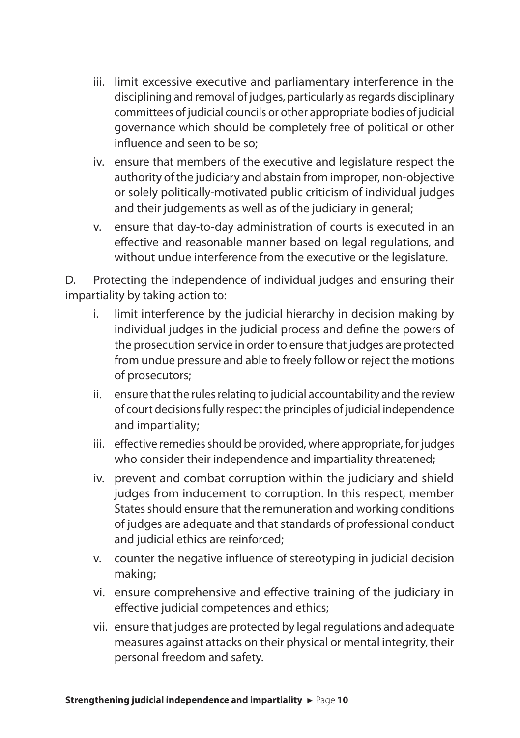iii. limit excessive executive and parliamentary interference in the disciplining and removal of judges, particularly as regards disciplinary committees of judicial councils or other appropriate bodies of judicial governance which should be completely free of political or other influence and seen to be so;

iv. ensure that members of the executive and legislature respect the authority of the judiciary and abstain from improper, non-objective or solely politically-motivated public criticism of individual judges and their judgements as well as of the judiciary in general;

v. ensure that day-to-day administration of courts is executed in an effective and reasonable manner based on legal regulations, and without undue interference from the executive or the legislature.

D. Protecting the independence of individual judges and ensuring their impartiality by taking action to:

i. limit interference by the judicial hierarchy in decision making by individual judges in the judicial process and define the powers of the prosecution service in order to ensure that judges are protected from undue pressure and able to freely follow or reject the motions of prosecutors;

ii. ensure that the rules relating to judicial accountability and the review of court decisions fully respect the principles of judicial independence and impartiality;

iii. effective remedies should be provided, where appropriate, for judges who consider their independence and impartiality threatened;

iv. prevent and combat corruption within the judiciary and shield judges from inducement to corruption. In this respect, member States should ensure that the remuneration and working conditions of judges are adequate and that standards of professional conduct and judicial ethics are reinforced;

v. counter the negative influence of stereotyping in judicial decision making;

vi. ensure comprehensive and effective training of the judiciary in effective judicial competences and ethics;

vii. ensure that judges are protected by legal regulations and adequate measures against attacks on their physical or mental integrity, their personal freedom and safety.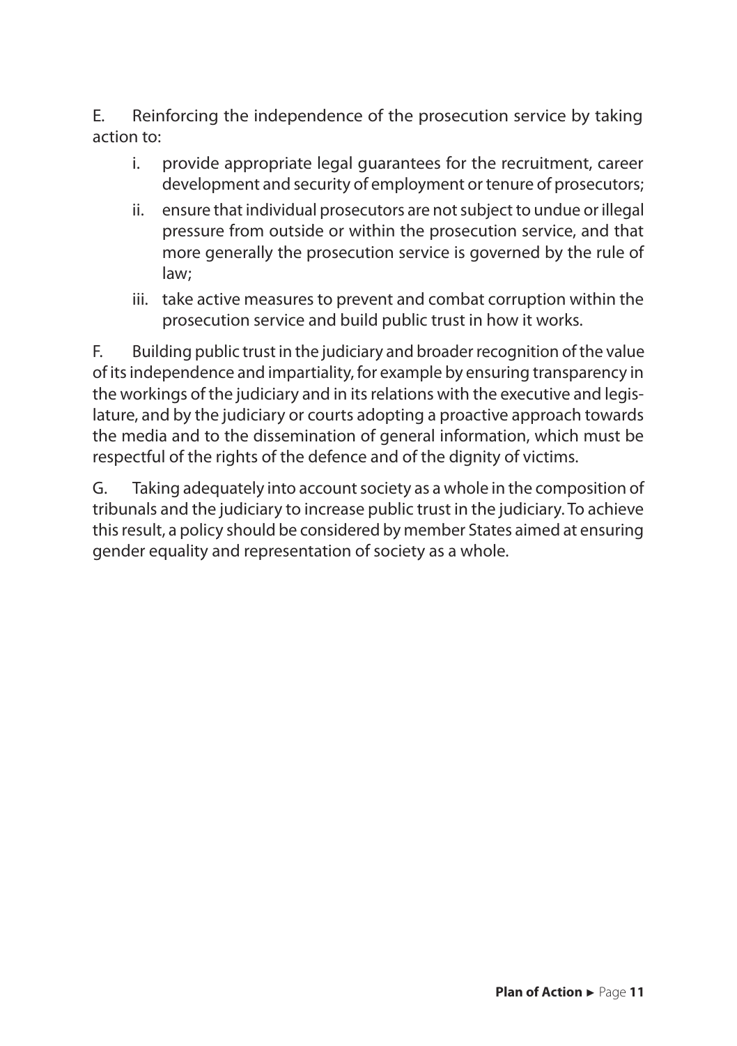E. Reinforcing the independence of the prosecution service by taking action to:

i. provide appropriate legal guarantees for the recruitment, career development and security of employment or tenure of prosecutors;

ii. ensure that individual prosecutors are not subject to undue or illegal pressure from outside or within the prosecution service, and that more generally the prosecution service is governed by the rule of law;

iii. take active measures to prevent and combat corruption within the prosecution service and build public trust in how it works.

F. Building public trust in the judiciary and broader recognition of the value of its independence and impartiality, for example by ensuring transparency in the workings of the judiciary and in its relations with the executive and legislature, and by the judiciary or courts adopting a proactive approach towards the media and to the dissemination of general information, which must be respectful of the rights of the defence and of the dignity of victims.

G. Taking adequately into account society as a whole in the composition of tribunals and the judiciary to increase public trust in the judiciary. To achieve this result, a policy should be considered by member States aimed at ensuring gender equality and representation of society as a whole.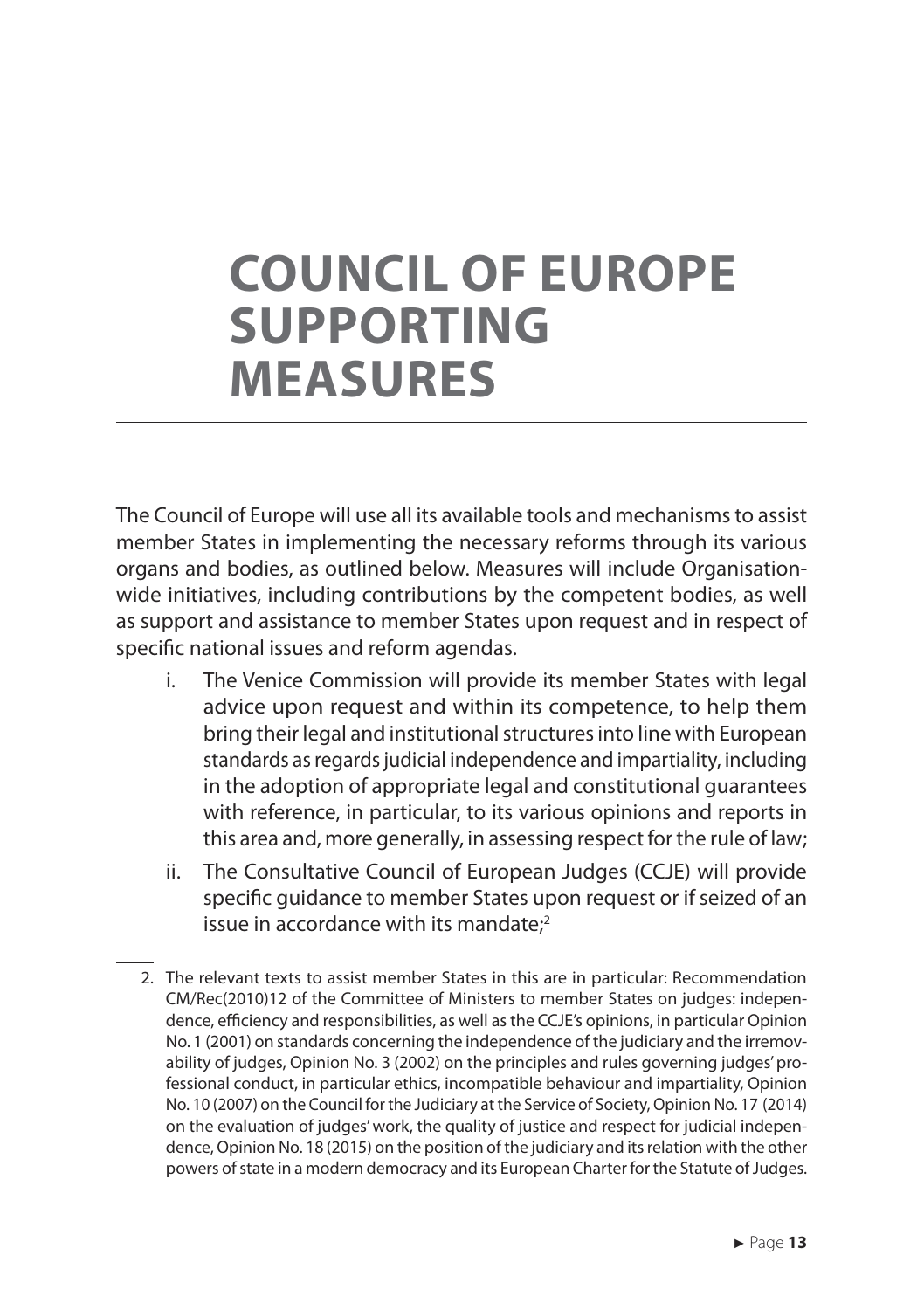# COUNCIL OF EUROPE SUPPORTING MEASURES

The Council of Europe will use all its available tools and mechanisms to assist member States in implementing the necessary reforms through its various organs and bodies, as outlined below. Measures will include Organisation-wide initiatives, including contributions by the competent bodies, as well as support and assistance to member States upon request and in respect of specific national issues and reform agendas.

i. The Venice Commission will provide its member States with legal advice upon request and within its competence, to help them bring their legal and institutional structures into line with European standards as regards judicial independence and impartiality, including in the adoption of appropriate legal and constitutional guarantees with reference, in particular, to its various opinions and reports in this area and, more generally, in assessing respect for the rule of law;

ii. The Consultative Council of European Judges (CCJE) will provide specific guidance to member States upon request or if seized of an issue in accordance with its mandate;[2]

2. The relevant texts to assist member States in this are in particular: Recommendation CM/Rec(2010)12 of the Committee of Ministers to member States on judges: independence, efficiency and responsibilities, as well as the CCJE's opinions, in particular Opinion No. 1 (2001) on standards concerning the independence of the judiciary and the irremovability of judges, Opinion No. 3 (2002) on the principles and rules governing judges' professional conduct, in particular ethics, incompatible behaviour and impartiality, Opinion No. 10 (2007) on the Council for the Judiciary at the Service of Society, Opinion No. 17 (2014) on the evaluation of judges' work, the quality of justice and respect for judicial independence, Opinion No. 18 (2015) on the position of the judiciary and its relation with the other powers of state in a modern democracy and its European Charter for the Statute of Judges.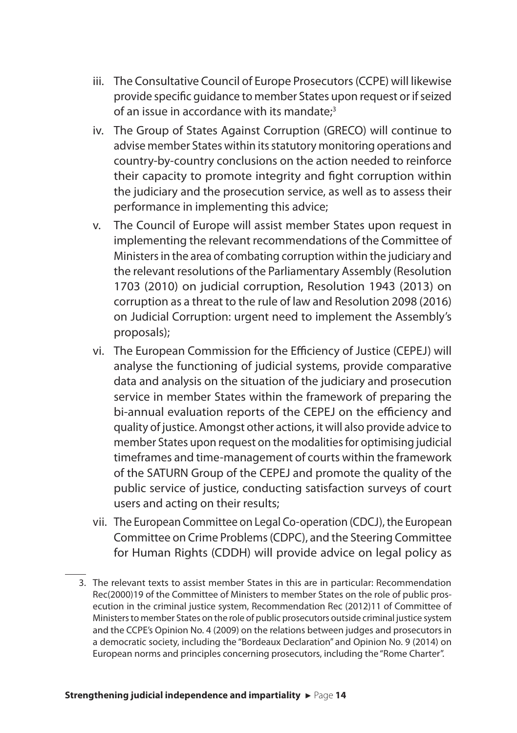iii. The Consultative Council of Europe Prosecutors (CCPE) will likewise provide specific guidance to member States upon request or if seized of an issue in accordance with its mandate;[3]

iv. The Group of States Against Corruption (GRECO) will continue to advise member States within its statutory monitoring operations and country-by-country conclusions on the action needed to reinforce their capacity to promote integrity and fight corruption within the judiciary and the prosecution service, as well as to assess their performance in implementing this advice;

v. The Council of Europe will assist member States upon request in implementing the relevant recommendations of the Committee of Ministers in the area of combating corruption within the judiciary and the relevant resolutions of the Parliamentary Assembly (Resolution 1703 (2010) on judicial corruption, Resolution 1943 (2013) on corruption as a threat to the rule of law and Resolution 2098 (2016) on Judicial Corruption: urgent need to implement the Assembly's proposals);

vi. The European Commission for the Efficiency of Justice (CEPEJ) will analyse the functioning of judicial systems, provide comparative data and analysis on the situation of the judiciary and prosecution service in member States within the framework of preparing the bi-annual evaluation reports of the CEPEJ on the efficiency and quality of justice. Amongst other actions, it will also provide advice to member States upon request on the modalities for optimising judicial timeframes and time-management of courts within the framework of the SATURN Group of the CEPEJ and promote the quality of the public service of justice, conducting satisfaction surveys of court users and acting on their results;

vii. The European Committee on Legal Co-operation (CDCJ), the European Committee on Crime Problems (CDPC), and the Steering Committee for Human Rights (CDDH) will provide advice on legal policy as

---

3. The relevant texts to assist member States in this are in particular: Recommendation Rec(2000)19 of the Committee of Ministers to member States on the role of public prosecution in the criminal justice system, Recommendation Rec (2012)11 of Committee of Ministers to member States on the role of public prosecutors outside criminal justice system and the CCPE's Opinion No. 4 (2009) on the relations between judges and prosecutors in a democratic society, including the "Bordeaux Declaration" and Opinion No. 9 (2014) on European norms and principles concerning prosecutors, including the "Rome Charter".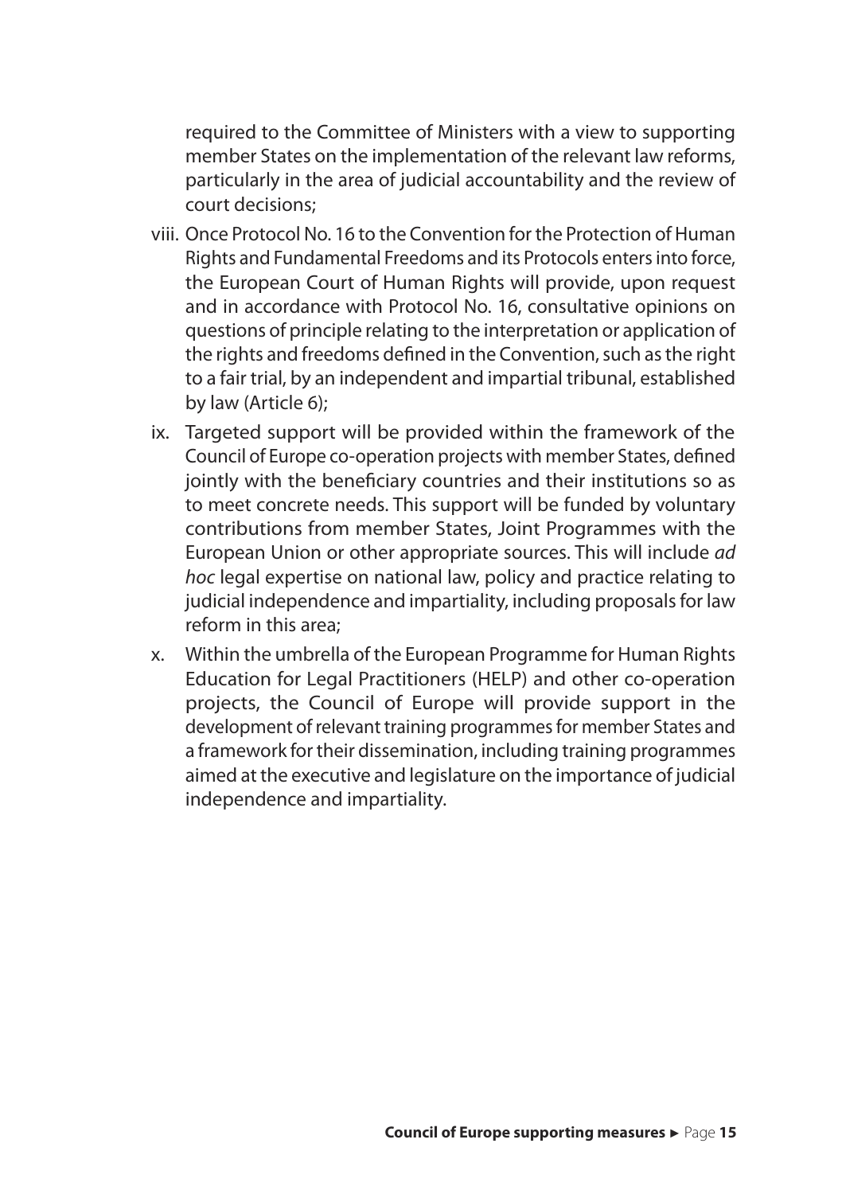required to the Committee of Ministers with a view to supporting member States on the implementation of the relevant law reforms, particularly in the area of judicial accountability and the review of court decisions;

viii. Once Protocol No. 16 to the Convention for the Protection of Human Rights and Fundamental Freedoms and its Protocols enters into force, the European Court of Human Rights will provide, upon request and in accordance with Protocol No. 16, consultative opinions on questions of principle relating to the interpretation or application of the rights and freedoms defined in the Convention, such as the right to a fair trial, by an independent and impartial tribunal, established by law (Article 6);

ix. Targeted support will be provided within the framework of the Council of Europe co-operation projects with member States, defined jointly with the beneficiary countries and their institutions so as to meet concrete needs. This support will be funded by voluntary contributions from member States, Joint Programmes with the European Union or other appropriate sources. This will include *ad hoc* legal expertise on national law, policy and practice relating to judicial independence and impartiality, including proposals for law reform in this area;

x. Within the umbrella of the European Programme for Human Rights Education for Legal Practitioners (HELP) and other co-operation projects, the Council of Europe will provide support in the development of relevant training programmes for member States and a framework for their dissemination, including training programmes aimed at the executive and legislature on the importance of judicial independence and impartiality.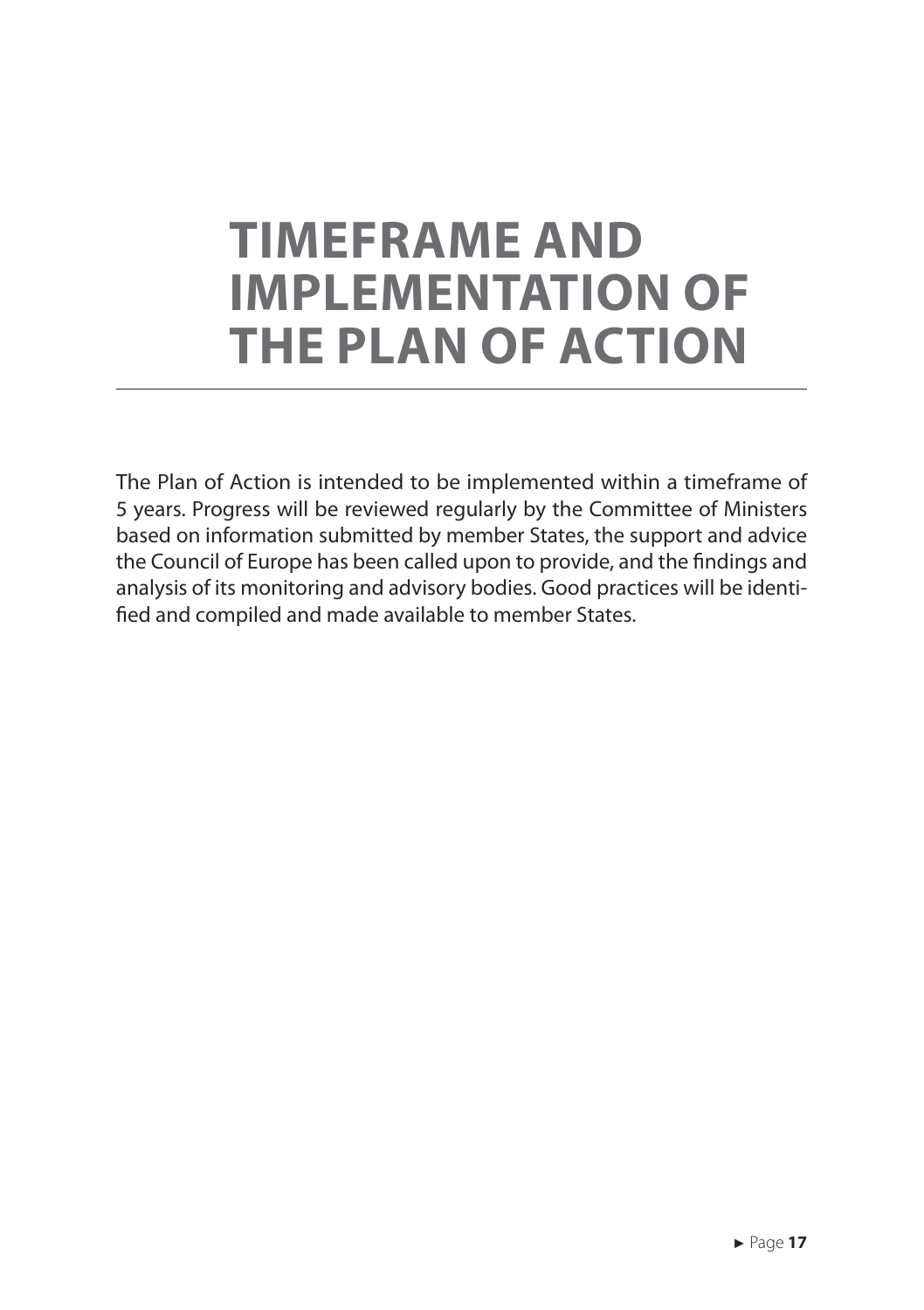# TIMEFRAME AND IMPLEMENTATION OF THE PLAN OF ACTION

The Plan of Action is intended to be implemented within a timeframe of 5 years. Progress will be reviewed regularly by the Committee of Ministers based on information submitted by member States, the support and advice the Council of Europe has been called upon to provide, and the findings and analysis of its monitoring and advisory bodies. Good practices will be identified and compiled and made available to member States.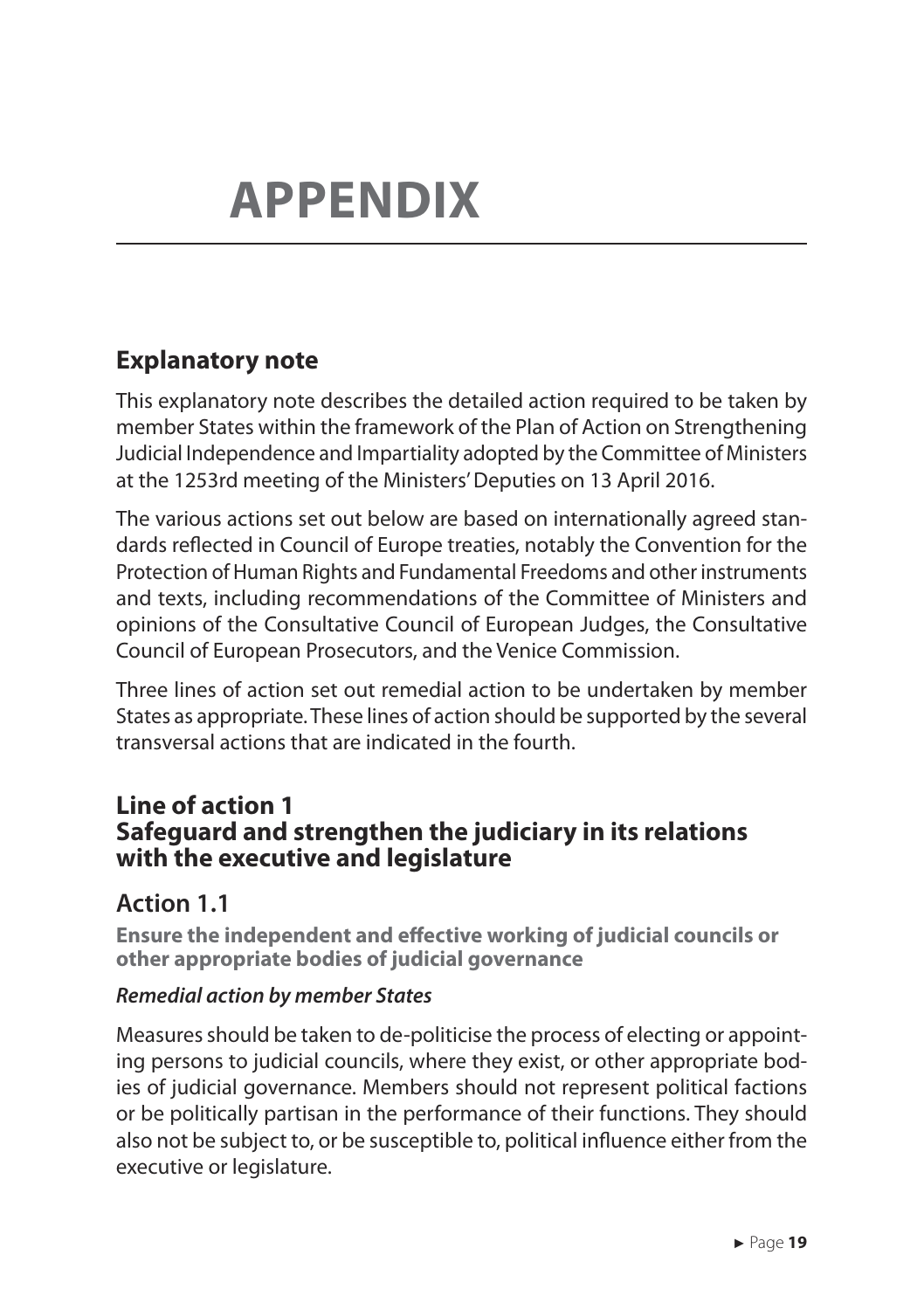# APPENDIX

## Explanatory note

This explanatory note describes the detailed action required to be taken by member States within the framework of the Plan of Action on Strengthening Judicial Independence and Impartiality adopted by the Committee of Ministers at the 1253rd meeting of the Ministers' Deputies on 13 April 2016.

The various actions set out below are based on internationally agreed standards reflected in Council of Europe treaties, notably the Convention for the Protection of Human Rights and Fundamental Freedoms and other instruments and texts, including recommendations of the Committee of Ministers and opinions of the Consultative Council of European Judges, the Consultative Council of European Prosecutors, and the Venice Commission.

Three lines of action set out remedial action to be undertaken by member States as appropriate. These lines of action should be supported by the several transversal actions that are indicated in the fourth.

## Line of action 1
## Safeguard and strengthen the judiciary in its relations with the executive and legislature

### Action 1.1

**Ensure the independent and effective working of judicial councils or other appropriate bodies of judicial governance**

***Remedial action by member States***

Measures should be taken to de-politicise the process of electing or appointing persons to judicial councils, where they exist, or other appropriate bodies of judicial governance. Members should not represent political factions or be politically partisan in the performance of their functions. They should also not be subject to, or be susceptible to, political influence either from the executive or legislature.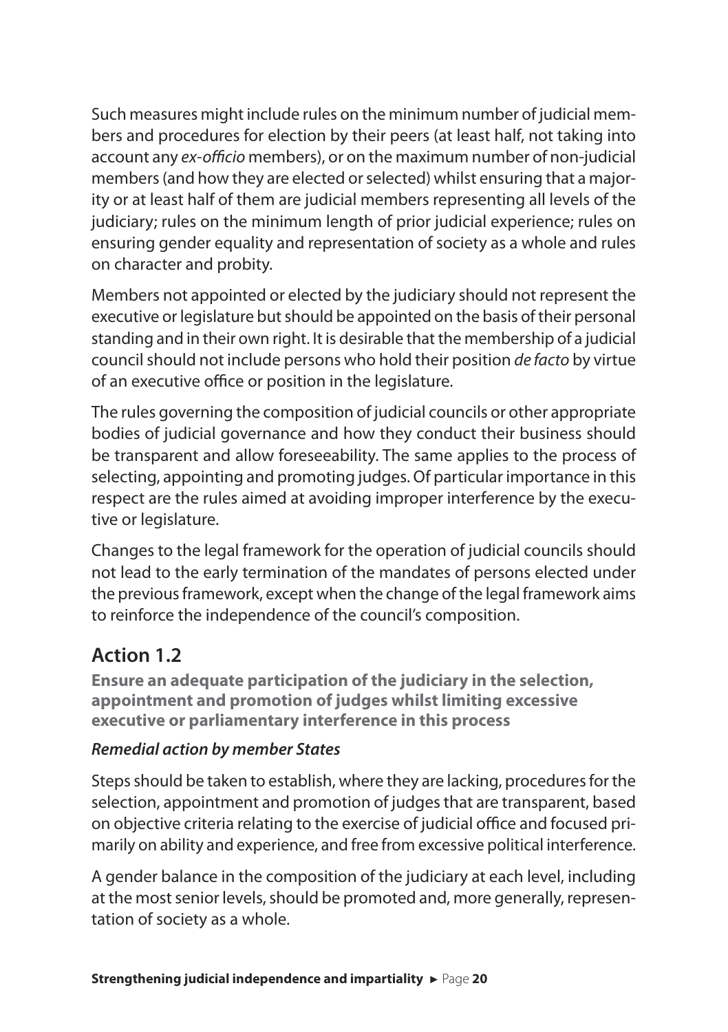Such measures might include rules on the minimum number of judicial members and procedures for election by their peers (at least half, not taking into account any *ex-officio* members), or on the maximum number of non-judicial members (and how they are elected or selected) whilst ensuring that a majority or at least half of them are judicial members representing all levels of the judiciary; rules on the minimum length of prior judicial experience; rules on ensuring gender equality and representation of society as a whole and rules on character and probity.

Members not appointed or elected by the judiciary should not represent the executive or legislature but should be appointed on the basis of their personal standing and in their own right. It is desirable that the membership of a judicial council should not include persons who hold their position *de facto* by virtue of an executive office or position in the legislature.

The rules governing the composition of judicial councils or other appropriate bodies of judicial governance and how they conduct their business should be transparent and allow foreseeability. The same applies to the process of selecting, appointing and promoting judges. Of particular importance in this respect are the rules aimed at avoiding improper interference by the executive or legislature.

Changes to the legal framework for the operation of judicial councils should not lead to the early termination of the mandates of persons elected under the previous framework, except when the change of the legal framework aims to reinforce the independence of the council's composition.

## Action 1.2

**Ensure an adequate participation of the judiciary in the selection, appointment and promotion of judges whilst limiting excessive executive or parliamentary interference in this process**

***Remedial action by member States***

Steps should be taken to establish, where they are lacking, procedures for the selection, appointment and promotion of judges that are transparent, based on objective criteria relating to the exercise of judicial office and focused primarily on ability and experience, and free from excessive political interference.

A gender balance in the composition of the judiciary at each level, including at the most senior levels, should be promoted and, more generally, representation of society as a whole.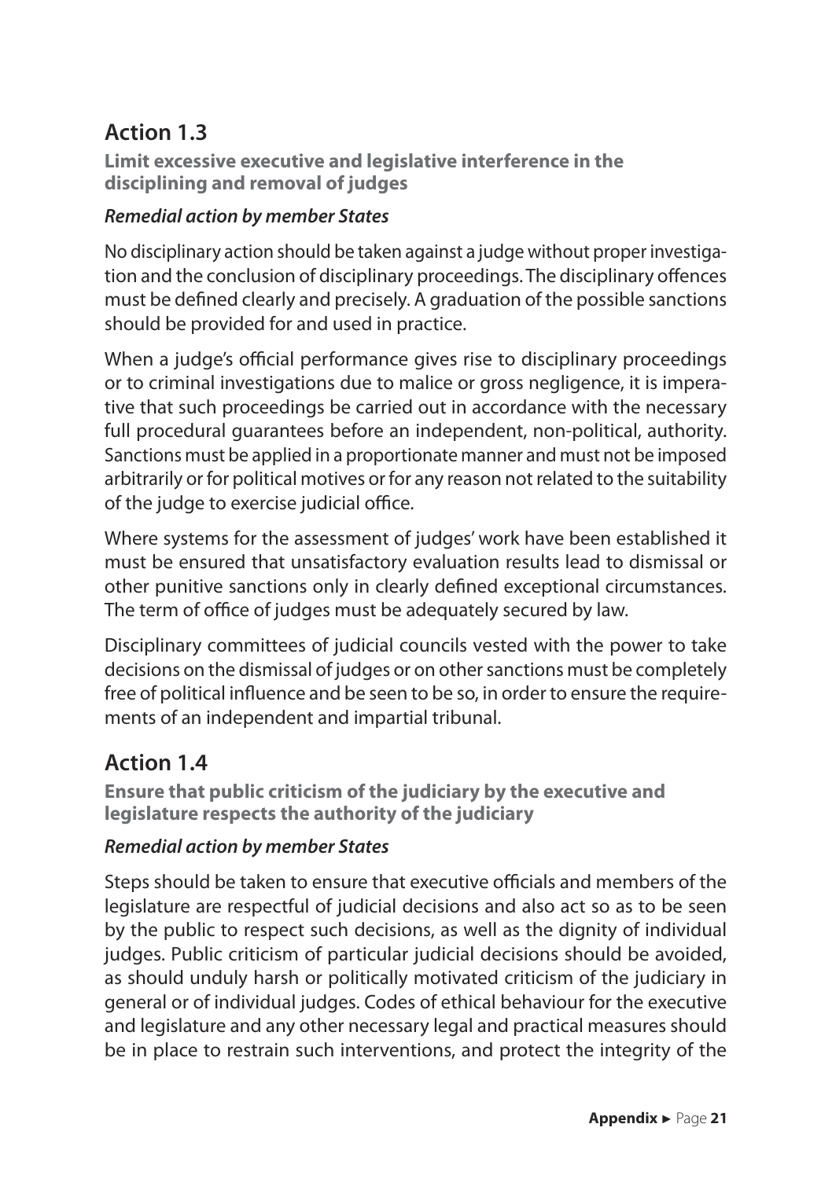## Action 1.3

**Limit excessive executive and legislative interference in the disciplining and removal of judges**

***Remedial action by member States***

No disciplinary action should be taken against a judge without proper investigation and the conclusion of disciplinary proceedings. The disciplinary offences must be defined clearly and precisely. A graduation of the possible sanctions should be provided for and used in practice.

When a judge's official performance gives rise to disciplinary proceedings or to criminal investigations due to malice or gross negligence, it is imperative that such proceedings be carried out in accordance with the necessary full procedural guarantees before an independent, non-political, authority. Sanctions must be applied in a proportionate manner and must not be imposed arbitrarily or for political motives or for any reason not related to the suitability of the judge to exercise judicial office.

Where systems for the assessment of judges' work have been established it must be ensured that unsatisfactory evaluation results lead to dismissal or other punitive sanctions only in clearly defined exceptional circumstances. The term of office of judges must be adequately secured by law.

Disciplinary committees of judicial councils vested with the power to take decisions on the dismissal of judges or on other sanctions must be completely free of political influence and be seen to be so, in order to ensure the requirements of an independent and impartial tribunal.

## Action 1.4

**Ensure that public criticism of the judiciary by the executive and legislature respects the authority of the judiciary**

***Remedial action by member States***

Steps should be taken to ensure that executive officials and members of the legislature are respectful of judicial decisions and also act so as to be seen by the public to respect such decisions, as well as the dignity of individual judges. Public criticism of particular judicial decisions should be avoided, as should unduly harsh or politically motivated criticism of the judiciary in general or of individual judges. Codes of ethical behaviour for the executive and legislature and any other necessary legal and practical measures should be in place to restrain such interventions, and protect the integrity of the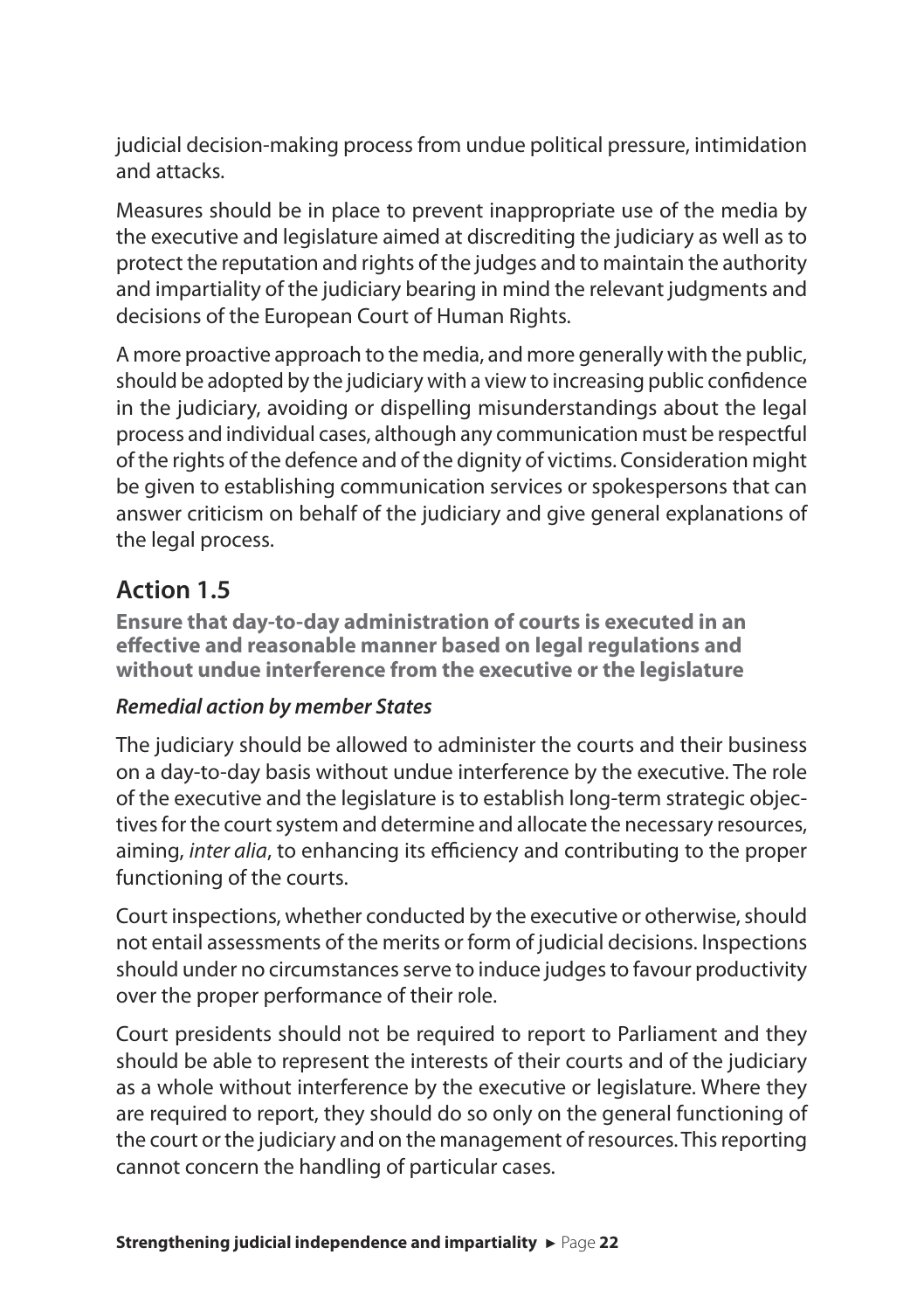judicial decision-making process from undue political pressure, intimidation and attacks.

Measures should be in place to prevent inappropriate use of the media by the executive and legislature aimed at discrediting the judiciary as well as to protect the reputation and rights of the judges and to maintain the authority and impartiality of the judiciary bearing in mind the relevant judgments and decisions of the European Court of Human Rights.

A more proactive approach to the media, and more generally with the public, should be adopted by the judiciary with a view to increasing public confidence in the judiciary, avoiding or dispelling misunderstandings about the legal process and individual cases, although any communication must be respectful of the rights of the defence and of the dignity of victims. Consideration might be given to establishing communication services or spokespersons that can answer criticism on behalf of the judiciary and give general explanations of the legal process.

## Action 1.5

**Ensure that day-to-day administration of courts is executed in an effective and reasonable manner based on legal regulations and without undue interference from the executive or the legislature**

***Remedial action by member States***

The judiciary should be allowed to administer the courts and their business on a day-to-day basis without undue interference by the executive. The role of the executive and the legislature is to establish long-term strategic objectives for the court system and determine and allocate the necessary resources, aiming, *inter alia*, to enhancing its efficiency and contributing to the proper functioning of the courts.

Court inspections, whether conducted by the executive or otherwise, should not entail assessments of the merits or form of judicial decisions. Inspections should under no circumstances serve to induce judges to favour productivity over the proper performance of their role.

Court presidents should not be required to report to Parliament and they should be able to represent the interests of their courts and of the judiciary as a whole without interference by the executive or legislature. Where they are required to report, they should do so only on the general functioning of the court or the judiciary and on the management of resources. This reporting cannot concern the handling of particular cases.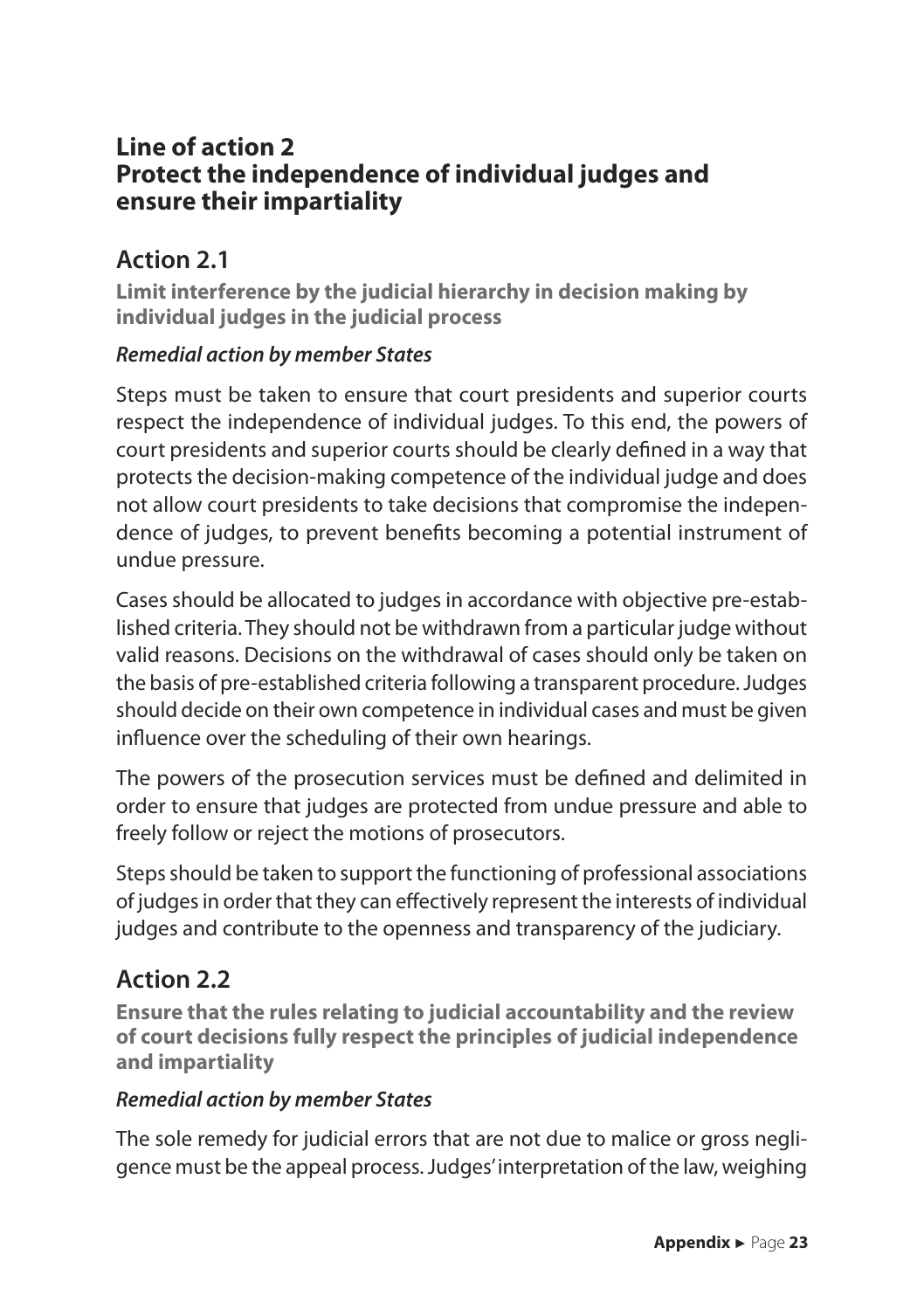## Line of action 2
## Protect the independence of individual judges and ensure their impartiality

### Action 2.1

**Limit interference by the judicial hierarchy in decision making by individual judges in the judicial process**

***Remedial action by member States***

Steps must be taken to ensure that court presidents and superior courts respect the independence of individual judges. To this end, the powers of court presidents and superior courts should be clearly defined in a way that protects the decision-making competence of the individual judge and does not allow court presidents to take decisions that compromise the independence of judges, to prevent benefits becoming a potential instrument of undue pressure.

Cases should be allocated to judges in accordance with objective pre-established criteria. They should not be withdrawn from a particular judge without valid reasons. Decisions on the withdrawal of cases should only be taken on the basis of pre-established criteria following a transparent procedure. Judges should decide on their own competence in individual cases and must be given influence over the scheduling of their own hearings.

The powers of the prosecution services must be defined and delimited in order to ensure that judges are protected from undue pressure and able to freely follow or reject the motions of prosecutors.

Steps should be taken to support the functioning of professional associations of judges in order that they can effectively represent the interests of individual judges and contribute to the openness and transparency of the judiciary.

### Action 2.2

**Ensure that the rules relating to judicial accountability and the review of court decisions fully respect the principles of judicial independence and impartiality**

***Remedial action by member States***

The sole remedy for judicial errors that are not due to malice or gross negligence must be the appeal process. Judges' interpretation of the law, weighing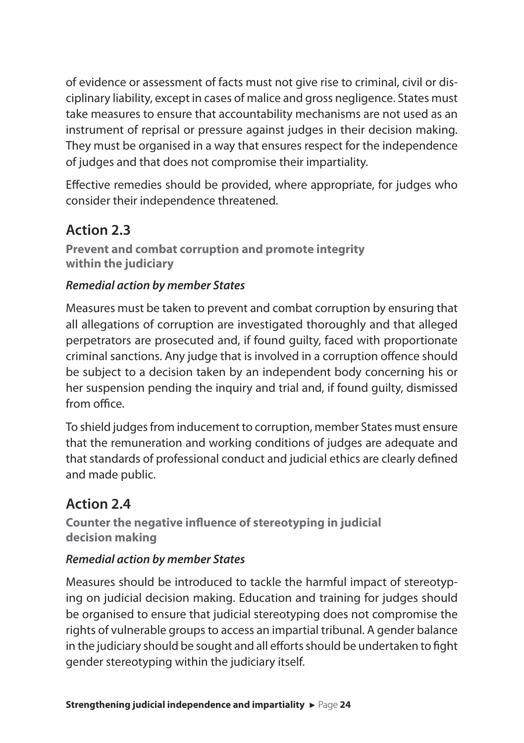of evidence or assessment of facts must not give rise to criminal, civil or disciplinary liability, except in cases of malice and gross negligence. States must take measures to ensure that accountability mechanisms are not used as an instrument of reprisal or pressure against judges in their decision making. They must be organised in a way that ensures respect for the independence of judges and that does not compromise their impartiality.

Effective remedies should be provided, where appropriate, for judges who consider their independence threatened.

## Action 2.3

### Prevent and combat corruption and promote integrity within the judiciary

#### *Remedial action by member States*

Measures must be taken to prevent and combat corruption by ensuring that all allegations of corruption are investigated thoroughly and that alleged perpetrators are prosecuted and, if found guilty, faced with proportionate criminal sanctions. Any judge that is involved in a corruption offence should be subject to a decision taken by an independent body concerning his or her suspension pending the inquiry and trial and, if found guilty, dismissed from office.

To shield judges from inducement to corruption, member States must ensure that the remuneration and working conditions of judges are adequate and that standards of professional conduct and judicial ethics are clearly defined and made public.

## Action 2.4

### Counter the negative influence of stereotyping in judicial decision making

#### *Remedial action by member States*

Measures should be introduced to tackle the harmful impact of stereotyping on judicial decision making. Education and training for judges should be organised to ensure that judicial stereotyping does not compromise the rights of vulnerable groups to access an impartial tribunal. A gender balance in the judiciary should be sought and all efforts should be undertaken to fight gender stereotyping within the judiciary itself.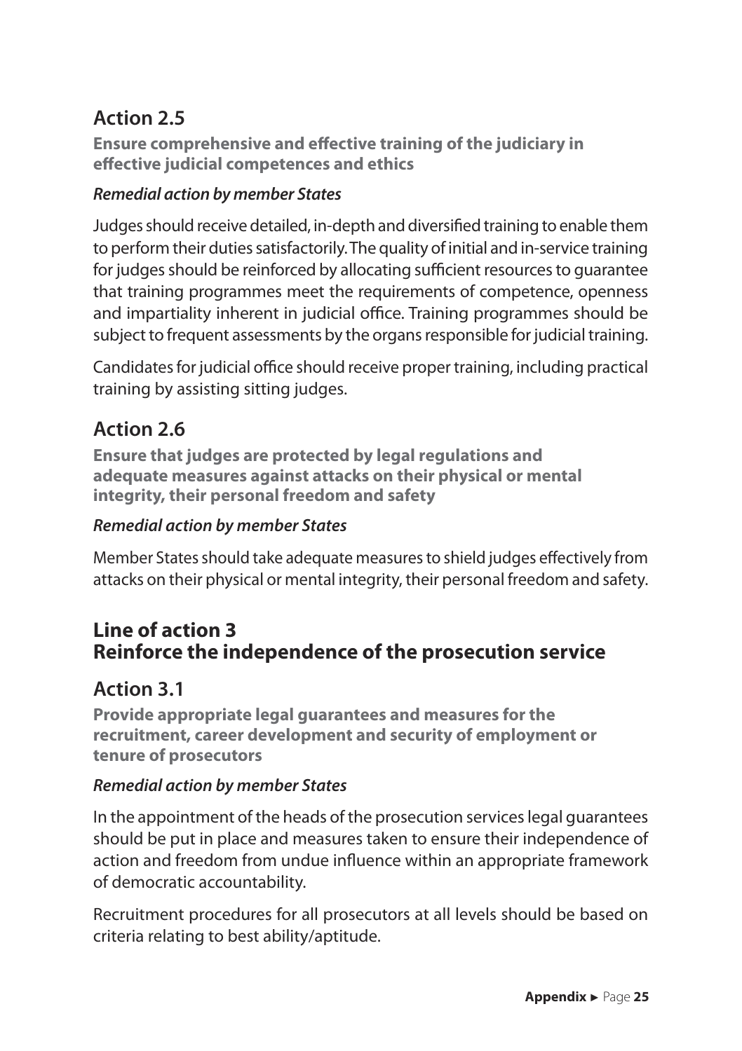### Action 2.5

**Ensure comprehensive and effective training of the judiciary in effective judicial competences and ethics**

***Remedial action by member States***

Judges should receive detailed, in-depth and diversified training to enable them to perform their duties satisfactorily. The quality of initial and in-service training for judges should be reinforced by allocating sufficient resources to guarantee that training programmes meet the requirements of competence, openness and impartiality inherent in judicial office. Training programmes should be subject to frequent assessments by the organs responsible for judicial training.

Candidates for judicial office should receive proper training, including practical training by assisting sitting judges.

### Action 2.6

**Ensure that judges are protected by legal regulations and adequate measures against attacks on their physical or mental integrity, their personal freedom and safety**

***Remedial action by member States***

Member States should take adequate measures to shield judges effectively from attacks on their physical or mental integrity, their personal freedom and safety.

## Line of action 3
## Reinforce the independence of the prosecution service

### Action 3.1

**Provide appropriate legal guarantees and measures for the recruitment, career development and security of employment or tenure of prosecutors**

***Remedial action by member States***

In the appointment of the heads of the prosecution services legal guarantees should be put in place and measures taken to ensure their independence of action and freedom from undue influence within an appropriate framework of democratic accountability.

Recruitment procedures for all prosecutors at all levels should be based on criteria relating to best ability/aptitude.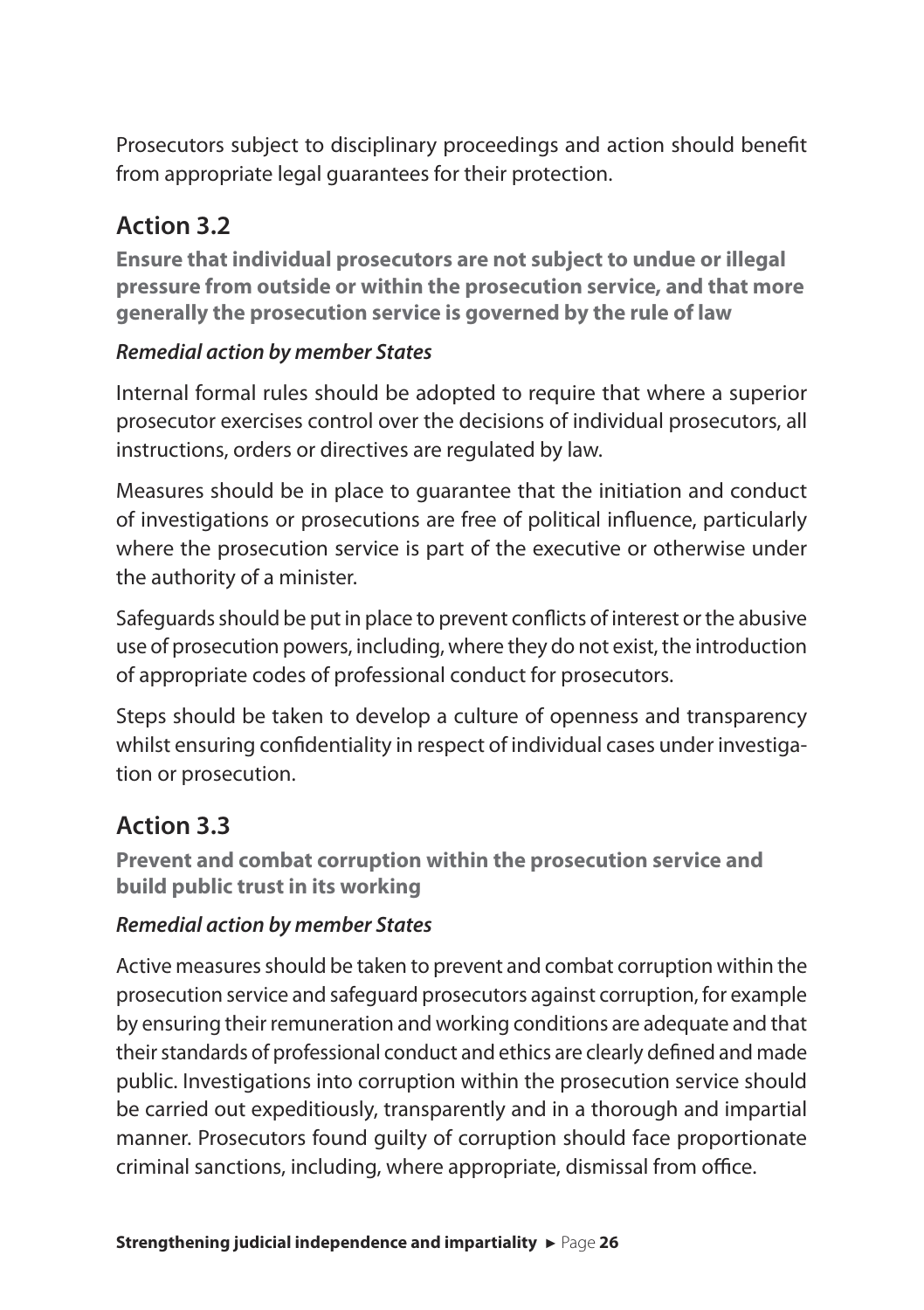Prosecutors subject to disciplinary proceedings and action should benefit from appropriate legal guarantees for their protection.

## Action 3.2

**Ensure that individual prosecutors are not subject to undue or illegal pressure from outside or within the prosecution service, and that more generally the prosecution service is governed by the rule of law**

***Remedial action by member States***

Internal formal rules should be adopted to require that where a superior prosecutor exercises control over the decisions of individual prosecutors, all instructions, orders or directives are regulated by law.

Measures should be in place to guarantee that the initiation and conduct of investigations or prosecutions are free of political influence, particularly where the prosecution service is part of the executive or otherwise under the authority of a minister.

Safeguards should be put in place to prevent conflicts of interest or the abusive use of prosecution powers, including, where they do not exist, the introduction of appropriate codes of professional conduct for prosecutors.

Steps should be taken to develop a culture of openness and transparency whilst ensuring confidentiality in respect of individual cases under investigation or prosecution.

## Action 3.3

**Prevent and combat corruption within the prosecution service and build public trust in its working**

***Remedial action by member States***

Active measures should be taken to prevent and combat corruption within the prosecution service and safeguard prosecutors against corruption, for example by ensuring their remuneration and working conditions are adequate and that their standards of professional conduct and ethics are clearly defined and made public. Investigations into corruption within the prosecution service should be carried out expeditiously, transparently and in a thorough and impartial manner. Prosecutors found guilty of corruption should face proportionate criminal sanctions, including, where appropriate, dismissal from office.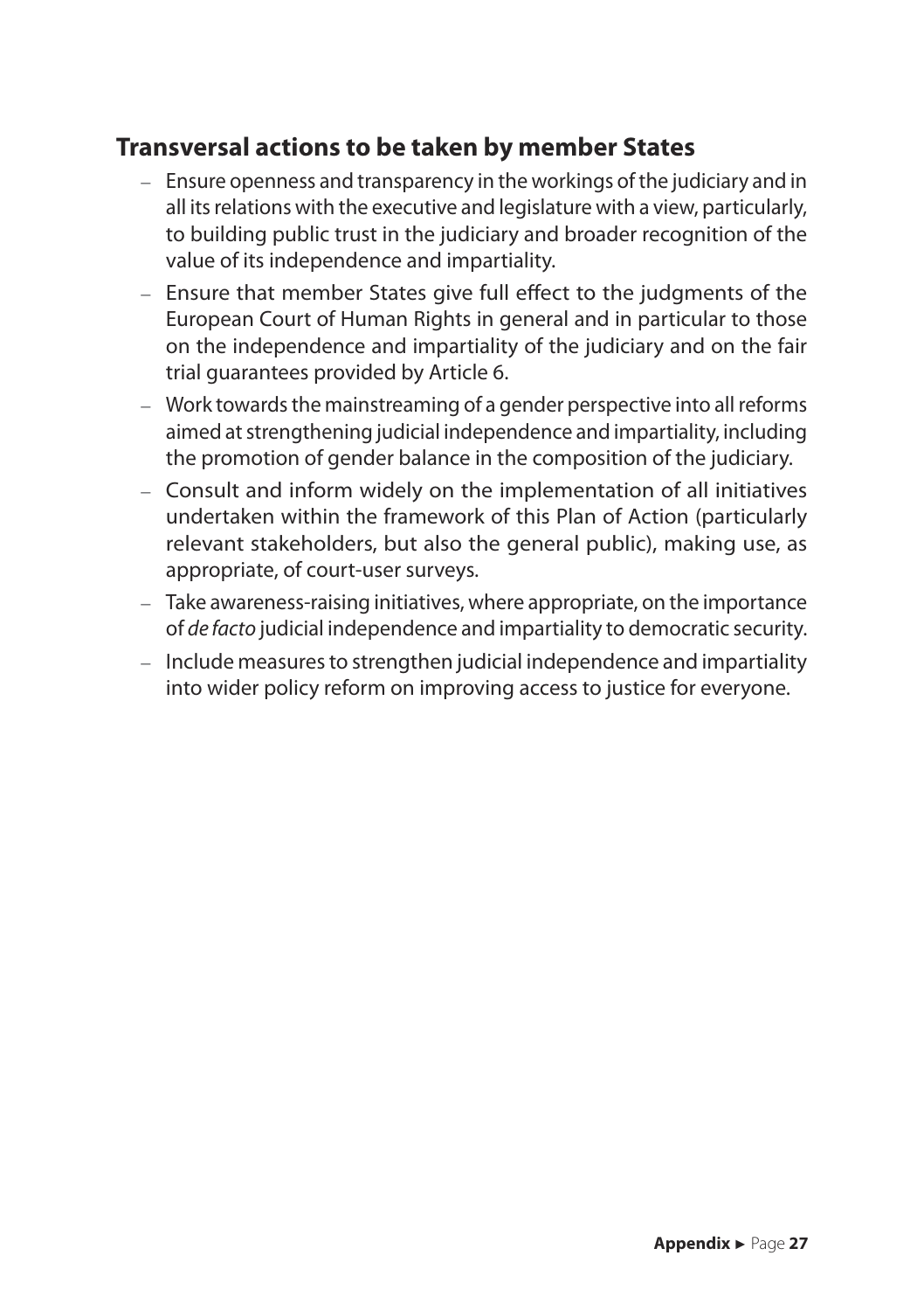## Transversal actions to be taken by member States

- Ensure openness and transparency in the workings of the judiciary and in all its relations with the executive and legislature with a view, particularly, to building public trust in the judiciary and broader recognition of the value of its independence and impartiality.
- Ensure that member States give full effect to the judgments of the European Court of Human Rights in general and in particular to those on the independence and impartiality of the judiciary and on the fair trial guarantees provided by Article 6.
- Work towards the mainstreaming of a gender perspective into all reforms aimed at strengthening judicial independence and impartiality, including the promotion of gender balance in the composition of the judiciary.
- Consult and inform widely on the implementation of all initiatives undertaken within the framework of this Plan of Action (particularly relevant stakeholders, but also the general public), making use, as appropriate, of court-user surveys.
- Take awareness-raising initiatives, where appropriate, on the importance of *de facto* judicial independence and impartiality to democratic security.
- Include measures to strengthen judicial independence and impartiality into wider policy reform on improving access to justice for everyone.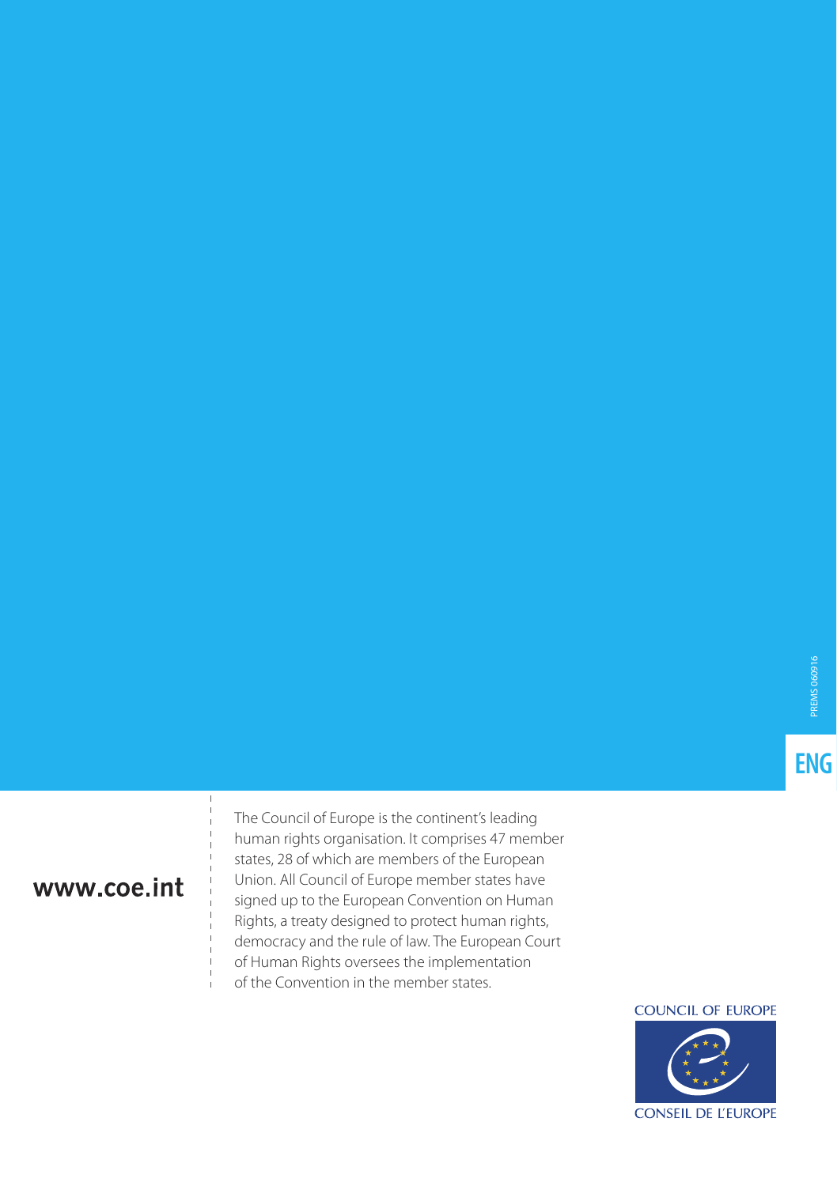PREMS 060916

ENG

www.coe.int

The Council of Europe is the continent's leading human rights organisation. It comprises 47 member states, 28 of which are members of the European Union. All Council of Europe member states have signed up to the European Convention on Human Rights, a treaty designed to protect human rights, democracy and the rule of law. The European Court of Human Rights oversees the implementation of the Convention in the member states.

COUNCIL OF EUROPE

CONSEIL DE L'EUROPE